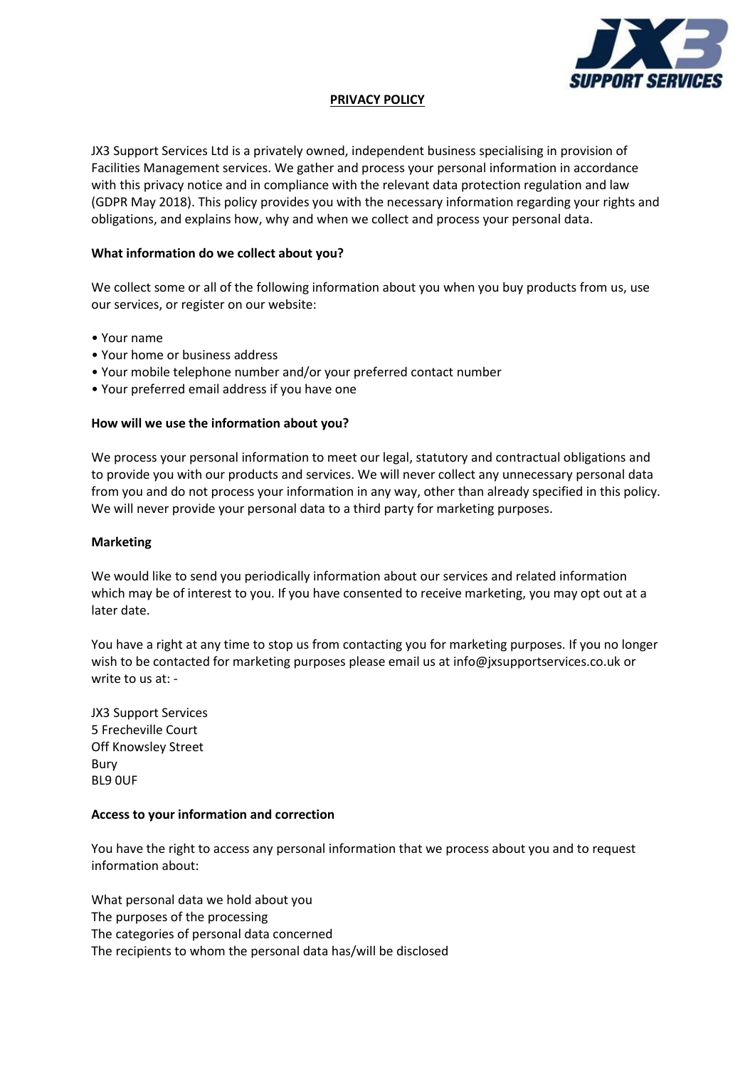# PRIVACY POLICY

JX3 Support Services Ltd is a privately owned, independent business specialising in provision of Facilities Management services. We gather and process your personal information in accordance with this privacy notice and in compliance with the relevant data protection regulation and law (GDPR May 2018). This policy provides you with the necessary information regarding your rights and obligations, and explains how, why and when we collect and process your personal data.

**What information do we collect about you?**

We collect some or all of the following information about you when you buy products from us, use our services, or register on our website:

- Your name
- Your home or business address
- Your mobile telephone number and/or your preferred contact number
- Your preferred email address if you have one

**How will we use the information about you?**

We process your personal information to meet our legal, statutory and contractual obligations and to provide you with our products and services. We will never collect any unnecessary personal data from you and do not process your information in any way, other than already specified in this policy. We will never provide your personal data to a third party for marketing purposes.

**Marketing**

We would like to send you periodically information about our services and related information which may be of interest to you. If you have consented to receive marketing, you may opt out at a later date.

You have a right at any time to stop us from contacting you for marketing purposes. If you no longer wish to be contacted for marketing purposes please email us at info@jxsupportservices.co.uk or write to us at: -

JX3 Support Services
5 Frecheville Court
Off Knowsley Street
Bury
BL9 0UF

**Access to your information and correction**

You have the right to access any personal information that we process about you and to request information about:

What personal data we hold about you
The purposes of the processing
The categories of personal data concerned
The recipients to whom the personal data has/will be disclosed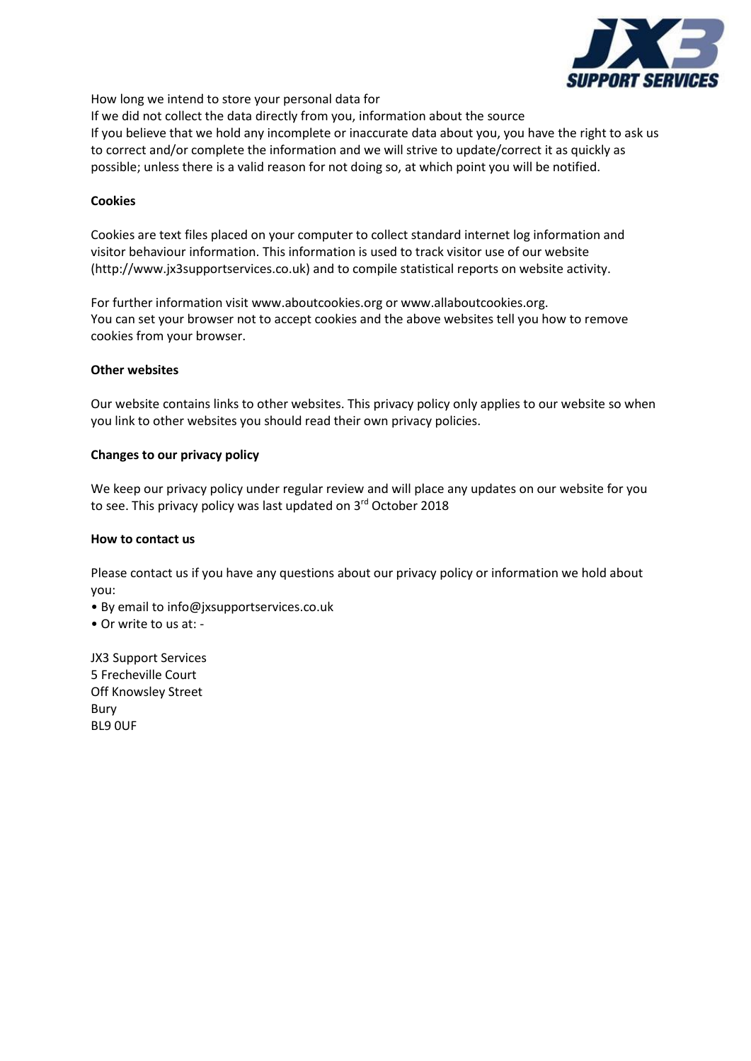How long we intend to store your personal data for
If we did not collect the data directly from you, information about the source
If you believe that we hold any incomplete or inaccurate data about you, you have the right to ask us to correct and/or complete the information and we will strive to update/correct it as quickly as possible; unless there is a valid reason for not doing so, at which point you will be notified.

**Cookies**

Cookies are text files placed on your computer to collect standard internet log information and visitor behaviour information. This information is used to track visitor use of our website (http://www.jx3supportservices.co.uk) and to compile statistical reports on website activity.

For further information visit www.aboutcookies.org or www.allaboutcookies.org.
You can set your browser not to accept cookies and the above websites tell you how to remove cookies from your browser.

**Other websites**

Our website contains links to other websites. This privacy policy only applies to our website so when you link to other websites you should read their own privacy policies.

**Changes to our privacy policy**

We keep our privacy policy under regular review and will place any updates on our website for you to see. This privacy policy was last updated on 3rd October 2018

**How to contact us**

Please contact us if you have any questions about our privacy policy or information we hold about you:

- By email to info@jxsupportservices.co.uk
- Or write to us at: -

JX3 Support Services
5 Frecheville Court
Off Knowsley Street
Bury
BL9 0UF